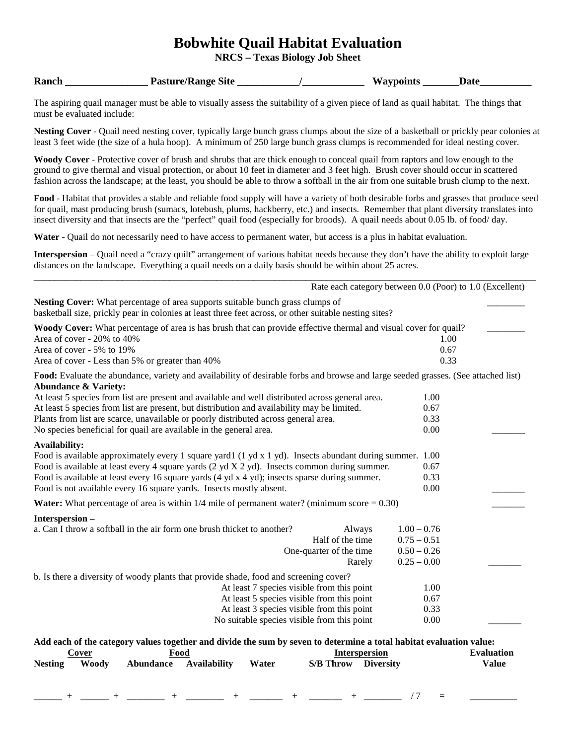# Bobwhite Quail Habitat Evaluation

**NRCS – Texas Biology Job Sheet**

**Ranch ________________ Pasture/Range Site ____________/____________ Waypoints _______Date__________**

The aspiring quail manager must be able to visually assess the suitability of a given piece of land as quail habitat. The things that must be evaluated include:

**Nesting Cover** - Quail need nesting cover, typically large bunch grass clumps about the size of a basketball or prickly pear colonies at least 3 feet wide (the size of a hula hoop). A minimum of 250 large bunch grass clumps is recommended for ideal nesting cover.

**Woody Cover** - Protective cover of brush and shrubs that are thick enough to conceal quail from raptors and low enough to the ground to give thermal and visual protection, or about 10 feet in diameter and 3 feet high. Brush cover should occur in scattered fashion across the landscape; at the least, you should be able to throw a softball in the air from one suitable brush clump to the next.

**Food** - Habitat that provides a stable and reliable food supply will have a variety of both desirable forbs and grasses that produce seed for quail, mast producing brush (sumacs, lotebush, plums, hackberry, etc.) and insects. Remember that plant diversity translates into insect diversity and that insects are the "perfect" quail food (especially for broods). A quail needs about 0.05 lb. of food/ day.

**Water** - Quail do not necessarily need to have access to permanent water, but access is a plus in habitat evaluation.

**Interspersion** – Quail need a "crazy quilt" arrangement of various habitat needs because they don't have the ability to exploit large distances on the landscape. Everything a quail needs on a daily basis should be within about 25 acres.

---

Rate each category between 0.0 (Poor) to 1.0 (Excellent)

**Nesting Cover:** What percentage of area supports suitable bunch grass clumps of basketball size, prickly pear in colonies at least three feet across, or other suitable nesting sites? ________

**Woody Cover:** What percentage of area is has brush that can provide effective thermal and visual cover for quail? ________

| | |
|---|---|
| Area of cover - 20% to 40% | 1.00 |
| Area of cover - 5% to 19% | 0.67 |
| Area of cover - Less than 5% or greater than 40% | 0.33 |

**Food:** Evaluate the abundance, variety and availability of desirable forbs and browse and large seeded grasses. (See attached list)

**Abundance & Variety:**

| | | |
|---|---|---|
| At least 5 species from list are present and available and well distributed across general area. | 1.00 | |
| At least 5 species from list are present, but distribution and availability may be limited. | 0.67 | |
| Plants from list are scarce, unavailable or poorly distributed across general area. | 0.33 | |
| No species beneficial for quail are available in the general area. | 0.00 | _______ |

**Availability:**

| | | |
|---|---|---|
| Food is available approximately every 1 square yard1 (1 yd x 1 yd). Insects abundant during summer. | 1.00 | |
| Food is available at least every 4 square yards (2 yd X 2 yd). Insects common during summer. | 0.67 | |
| Food is available at least every 16 square yards (4 yd x 4 yd); insects sparse during summer. | 0.33 | |
| Food is not available every 16 square yards. Insects mostly absent. | 0.00 | _______ |

**Water:** What percentage of area is within 1/4 mile of permanent water? (minimum score = 0.30) _______

**Interspersion –**

a. Can I throw a softball in the air form one brush thicket to another?

| | | |
|---|---|---|
| Always | 1.00 – 0.76 | |
| Half of the time | 0.75 – 0.51 | |
| One-quarter of the time | 0.50 – 0.26 | |
| Rarely | 0.25 – 0.00 | _______ |

b. Is there a diversity of woody plants that provide shade, food and screening cover?

| | | |
|---|---|---|
| At least 7 species visible from this point | 1.00 | |
| At least 5 species visible from this point | 0.67 | |
| At least 3 species visible from this point | 0.33 | |
| No suitable species visible from this point | 0.00 | _______ |

**Add each of the category values together and divide the sum by seven to determine a total habitat evaluation value:**

| Cover | | Food | | | Interspersion | | | Evaluation |
|---|---|---|---|---|---|---|---|---|
| **Nesting** | **Woody** | **Abundance** | **Availability** | **Water** | **S/B Throw** | **Diversity** | | **Value** |
| ______ + | ______ + | ________ + | ________ + | _______ + | _______ + | ________ | / 7 = | __________ |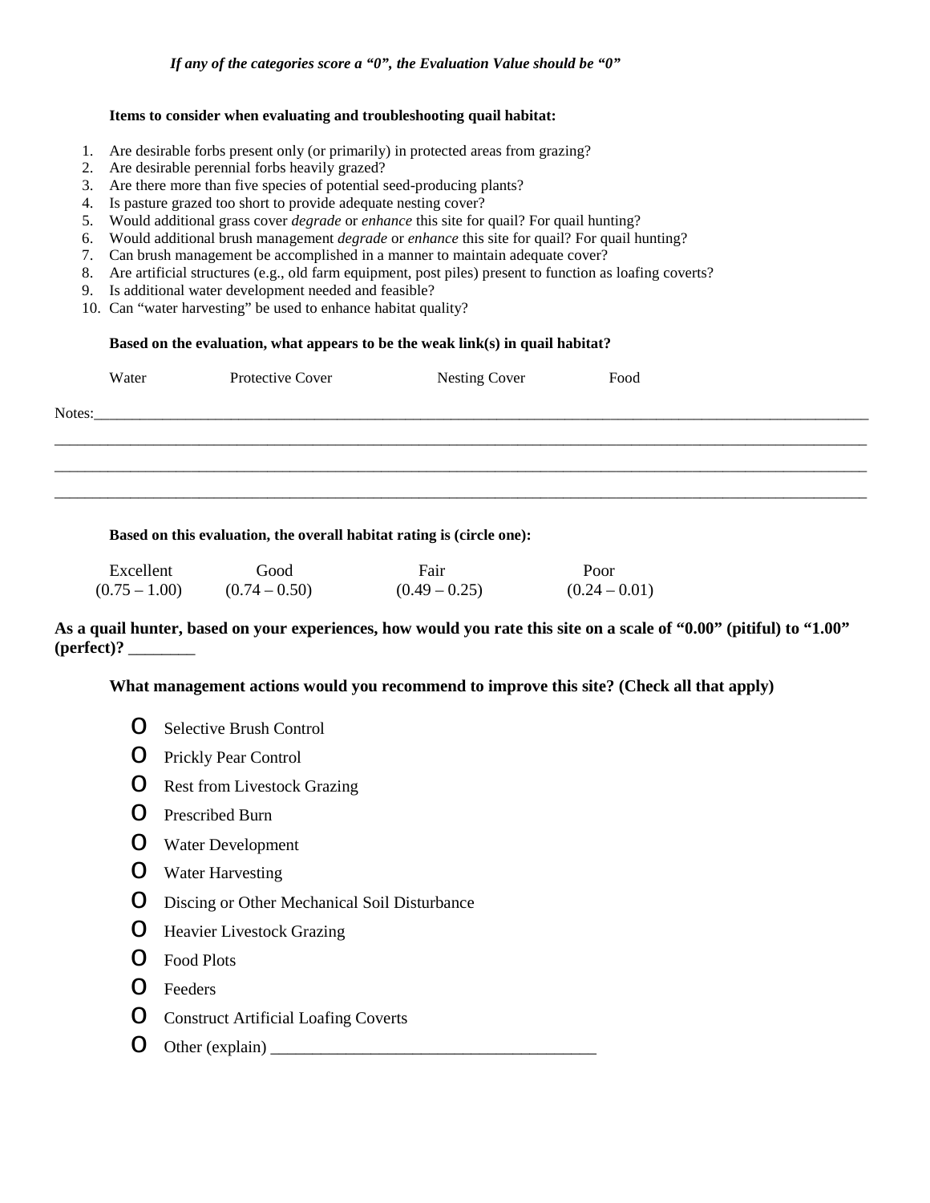*If any of the categories score a "0", the Evaluation Value should be "0"*

**Items to consider when evaluating and troubleshooting quail habitat:**

1. Are desirable forbs present only (or primarily) in protected areas from grazing?
2. Are desirable perennial forbs heavily grazed?
3. Are there more than five species of potential seed-producing plants?
4. Is pasture grazed too short to provide adequate nesting cover?
5. Would additional grass cover *degrade* or *enhance* this site for quail? For quail hunting?
6. Would additional brush management *degrade* or *enhance* this site for quail? For quail hunting?
7. Can brush management be accomplished in a manner to maintain adequate cover?
8. Are artificial structures (e.g., old farm equipment, post piles) present to function as loafing coverts?
9. Is additional water development needed and feasible?
10. Can "water harvesting" be used to enhance habitat quality?

**Based on the evaluation, what appears to be the weak link(s) in quail habitat?**

Water Protective Cover Nesting Cover Food

Notes:\_\_\_\_\_\_\_\_\_\_\_\_\_\_\_\_\_\_\_\_\_\_\_\_\_\_\_\_\_\_\_\_\_\_\_\_\_\_\_\_\_\_\_\_\_\_\_\_\_\_\_\_\_\_\_\_\_\_\_\_\_\_\_\_\_\_\_\_\_\_\_\_\_\_\_\_\_\_

\_\_\_\_\_\_\_\_\_\_\_\_\_\_\_\_\_\_\_\_\_\_\_\_\_\_\_\_\_\_\_\_\_\_\_\_\_\_\_\_\_\_\_\_\_\_\_\_\_\_\_\_\_\_\_\_\_\_\_\_\_\_\_\_\_\_\_\_\_\_\_\_\_\_\_\_\_\_\_\_\_\_\_

\_\_\_\_\_\_\_\_\_\_\_\_\_\_\_\_\_\_\_\_\_\_\_\_\_\_\_\_\_\_\_\_\_\_\_\_\_\_\_\_\_\_\_\_\_\_\_\_\_\_\_\_\_\_\_\_\_\_\_\_\_\_\_\_\_\_\_\_\_\_\_\_\_\_\_\_\_\_\_\_\_\_\_

\_\_\_\_\_\_\_\_\_\_\_\_\_\_\_\_\_\_\_\_\_\_\_\_\_\_\_\_\_\_\_\_\_\_\_\_\_\_\_\_\_\_\_\_\_\_\_\_\_\_\_\_\_\_\_\_\_\_\_\_\_\_\_\_\_\_\_\_\_\_\_\_\_\_\_\_\_\_\_\_\_\_\_

**Based on this evaluation, the overall habitat rating is (circle one):**

| Excellent | Good | Fair | Poor |
|---|---|---|---|
| (0.75 – 1.00) | (0.74 – 0.50) | (0.49 – 0.25) | (0.24 – 0.01) |

**As a quail hunter, based on your experiences, how would you rate this site on a scale of "0.00" (pitiful) to "1.00" (perfect)?** \_\_\_\_\_\_\_\_

**What management actions would you recommend to improve this site? (Check all that apply)**

- o Selective Brush Control
- o Prickly Pear Control
- o Rest from Livestock Grazing
- o Prescribed Burn
- o Water Development
- o Water Harvesting
- o Discing or Other Mechanical Soil Disturbance
- o Heavier Livestock Grazing
- o Food Plots
- o Feeders
- o Construct Artificial Loafing Coverts
- o Other (explain) \_\_\_\_\_\_\_\_\_\_\_\_\_\_\_\_\_\_\_\_\_\_\_\_\_\_\_\_\_\_\_\_\_\_\_\_\_\_\_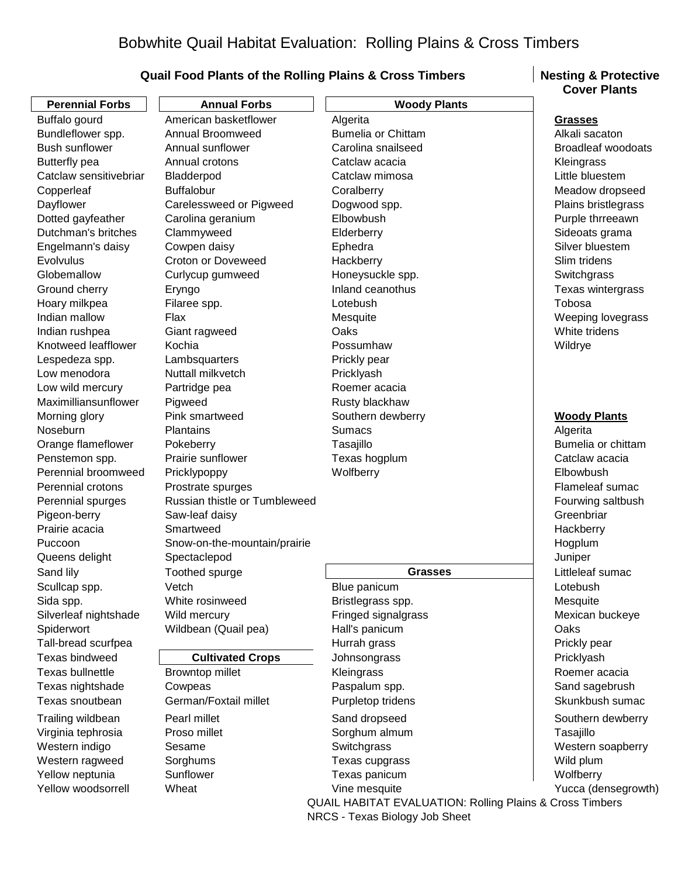# Bobwhite Quail Habitat Evaluation: Rolling Plains & Cross Timbers

## Quail Food Plants of the Rolling Plains & Cross Timbers

| Perennial Forbs | Annual Forbs | Woody Plants |
|---|---|---|
| Buffalo gourd | American basketflower | Algerita |
| Bundleflower spp. | Annual Broomweed | Bumelia or Chittam |
| Bush sunflower | Annual sunflower | Carolina snailseed |
| Butterfly pea | Annual crotons | Catclaw acacia |
| Catclaw sensitivebriar | Bladderpod | Catclaw mimosa |
| Copperleaf | Buffalobur | Coralberry |
| Dayflower | Carelessweed or Pigweed | Dogwood spp. |
| Dotted gayfeather | Carolina geranium | Elbowbush |
| Dutchman's britches | Clammyweed | Elderberry |
| Engelmann's daisy | Cowpen daisy | Ephedra |
| Evolvulus | Croton or Doveweed | Hackberry |
| Globemallow | Curlycup gumweed | Honeysuckle spp. |
| Ground cherry | Eryngo | Inland ceanothus |
| Hoary milkpea | Filaree spp. | Lotebush |
| Indian mallow | Flax | Mesquite |
| Indian rushpea | Giant ragweed | Oaks |
| Knotweed leafflower | Kochia | Possumhaw |
| Lespedeza spp. | Lambsquarters | Prickly pear |
| Low menodora | Nuttall milkvetch | Pricklyash |
| Low wild mercury | Partridge pea | Roemer acacia |
| Maximilliansunflower | Pigweed | Rusty blackhaw |
| Morning glory | Pink smartweed | Southern dewberry |
| Noseburn | Plantains | Sumacs |
| Orange flameflower | Pokeberry | Tasajillo |
| Penstemon spp. | Prairie sunflower | Texas hogplum |
| Perennial broomweed | Pricklypoppy | Wolfberry |
| Perennial crotons | Prostrate spurges | |
| Perennial spurges | Russian thistle or Tumbleweed | |
| Pigeon-berry | Saw-leaf daisy | |
| Prairie acacia | Smartweed | |
| Puccoon | Snow-on-the-mountain/prairie | |
| Queens delight | Spectaclepod | |
| Sand lily | Toothed spurge | **Grasses** |
| Scullcap spp. | Vetch | Blue panicum |
| Sida spp. | White rosinweed | Bristlegrass spp. |
| Silverleaf nightshade | Wild mercury | Fringed signalgrass |
| Spiderwort | Wildbean (Quail pea) | Hall's panicum |
| Tall-bread scurfpea | | Hurrah grass |
| Texas bindweed | **Cultivated Crops** | Johnsongrass |
| Texas bullnettle | Browntop millet | Kleingrass |
| Texas nightshade | Cowpeas | Paspalum spp. |
| Texas snoutbean | German/Foxtail millet | Purpletop tridens |
| Trailing wildbean | Pearl millet | Sand dropseed |
| Virginia tephrosia | Proso millet | Sorghum almum |
| Western indigo | Sesame | Switchgrass |
| Western ragweed | Sorghums | Texas cupgrass |
| Yellow neptunia | Sunflower | Texas panicum |
| Yellow woodsorrell | Wheat | Vine mesquite |

## Nesting & Protective Cover Plants

**Grasses**

- Alkali sacaton
- Broadleaf woodoats
- Kleingrass
- Little bluestem
- Meadow dropseed
- Plains bristlegrass
- Purple thrreeawn
- Sideoats grama
- Silver bluestem
- Slim tridens
- Switchgrass
- Texas wintergrass
- Tobosa
- Weeping lovegrass
- White tridens
- Wildrye

**Woody Plants**

- Algerita
- Bumelia or chittam
- Catclaw acacia
- Elbowbush
- Flameleaf sumac
- Fourwing saltbush
- Greenbriar
- Hackberry
- Hogplum
- Juniper
- Littleleaf sumac
- Lotebush
- Mesquite
- Mexican buckeye
- Oaks
- Prickly pear
- Pricklyash
- Roemer acacia
- Sand sagebrush
- Skunkbush sumac
- Southern dewberry
- Tasajillo
- Western soapberry
- Wild plum
- Wolfberry
- Yucca (densegrowth)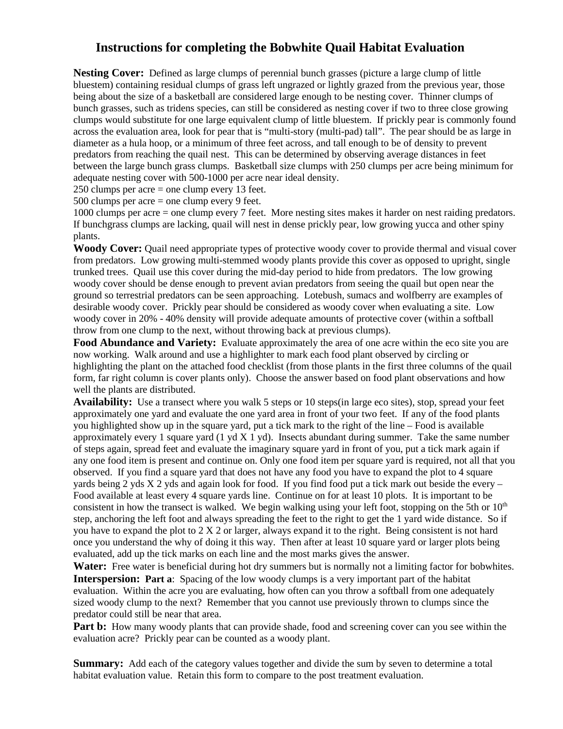# Instructions for completing the Bobwhite Quail Habitat Evaluation

**Nesting Cover:** Defined as large clumps of perennial bunch grasses (picture a large clump of little bluestem) containing residual clumps of grass left ungrazed or lightly grazed from the previous year, those being about the size of a basketball are considered large enough to be nesting cover. Thinner clumps of bunch grasses, such as tridens species, can still be considered as nesting cover if two to three close growing clumps would substitute for one large equivalent clump of little bluestem. If prickly pear is commonly found across the evaluation area, look for pear that is "multi-story (multi-pad) tall". The pear should be as large in diameter as a hula hoop, or a minimum of three feet across, and tall enough to be of density to prevent predators from reaching the quail nest. This can be determined by observing average distances in feet between the large bunch grass clumps. Basketball size clumps with 250 clumps per acre being minimum for adequate nesting cover with 500-1000 per acre near ideal density.

250 clumps per acre = one clump every 13 feet.

500 clumps per acre = one clump every 9 feet.

1000 clumps per acre = one clump every 7 feet. More nesting sites makes it harder on nest raiding predators. If bunchgrass clumps are lacking, quail will nest in dense prickly pear, low growing yucca and other spiny plants.

**Woody Cover:** Quail need appropriate types of protective woody cover to provide thermal and visual cover from predators. Low growing multi-stemmed woody plants provide this cover as opposed to upright, single trunked trees. Quail use this cover during the mid-day period to hide from predators. The low growing woody cover should be dense enough to prevent avian predators from seeing the quail but open near the ground so terrestrial predators can be seen approaching. Lotebush, sumacs and wolfberry are examples of desirable woody cover. Prickly pear should be considered as woody cover when evaluating a site. Low woody cover in 20% - 40% density will provide adequate amounts of protective cover (within a softball throw from one clump to the next, without throwing back at previous clumps).

**Food Abundance and Variety:** Evaluate approximately the area of one acre within the eco site you are now working. Walk around and use a highlighter to mark each food plant observed by circling or highlighting the plant on the attached food checklist (from those plants in the first three columns of the quail form, far right column is cover plants only). Choose the answer based on food plant observations and how well the plants are distributed.

**Availability:** Use a transect where you walk 5 steps or 10 steps(in large eco sites), stop, spread your feet approximately one yard and evaluate the one yard area in front of your two feet. If any of the food plants you highlighted show up in the square yard, put a tick mark to the right of the line – Food is available approximately every 1 square yard (1 yd X 1 yd). Insects abundant during summer. Take the same number of steps again, spread feet and evaluate the imaginary square yard in front of you, put a tick mark again if any one food item is present and continue on. Only one food item per square yard is required, not all that you observed. If you find a square yard that does not have any food you have to expand the plot to 4 square yards being 2 yds X 2 yds and again look for food. If you find food put a tick mark out beside the every – Food available at least every 4 square yards line. Continue on for at least 10 plots. It is important to be consistent in how the transect is walked. We begin walking using your left foot, stopping on the 5th or 10th step, anchoring the left foot and always spreading the feet to the right to get the 1 yard wide distance. So if you have to expand the plot to 2 X 2 or larger, always expand it to the right. Being consistent is not hard once you understand the why of doing it this way. Then after at least 10 square yard or larger plots being evaluated, add up the tick marks on each line and the most marks gives the answer.

**Water:** Free water is beneficial during hot dry summers but is normally not a limiting factor for bobwhites.

**Interspersion: Part a**: Spacing of the low woody clumps is a very important part of the habitat evaluation. Within the acre you are evaluating, how often can you throw a softball from one adequately sized woody clump to the next? Remember that you cannot use previously thrown to clumps since the predator could still be near that area.

**Part b:** How many woody plants that can provide shade, food and screening cover can you see within the evaluation acre? Prickly pear can be counted as a woody plant.

**Summary:** Add each of the category values together and divide the sum by seven to determine a total habitat evaluation value. Retain this form to compare to the post treatment evaluation.